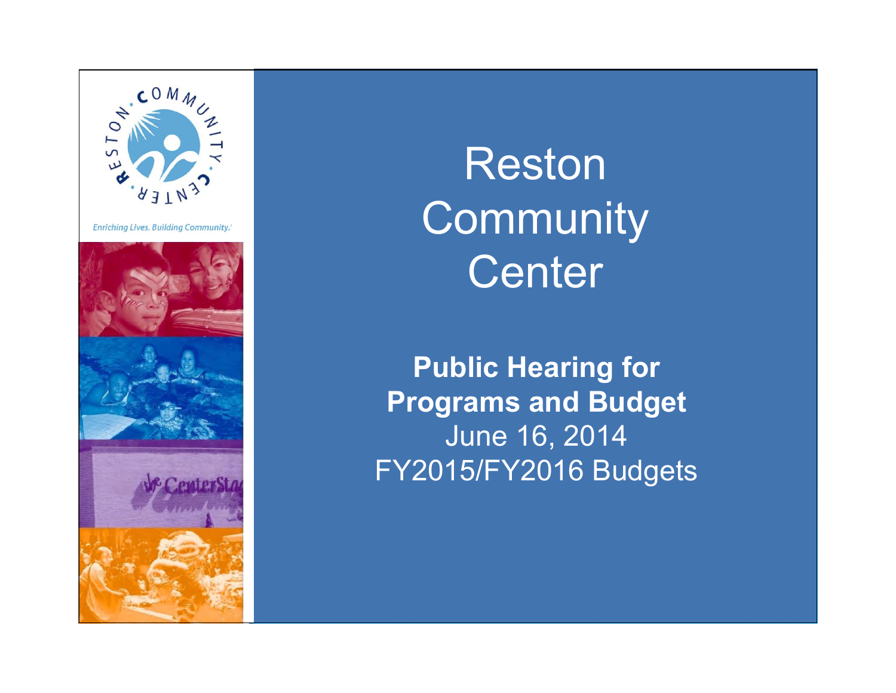Enriching Lives. Building Community.

# Reston Community Center

**Public Hearing for Programs and Budget**

June 16, 2014

FY2015/FY2016 Budgets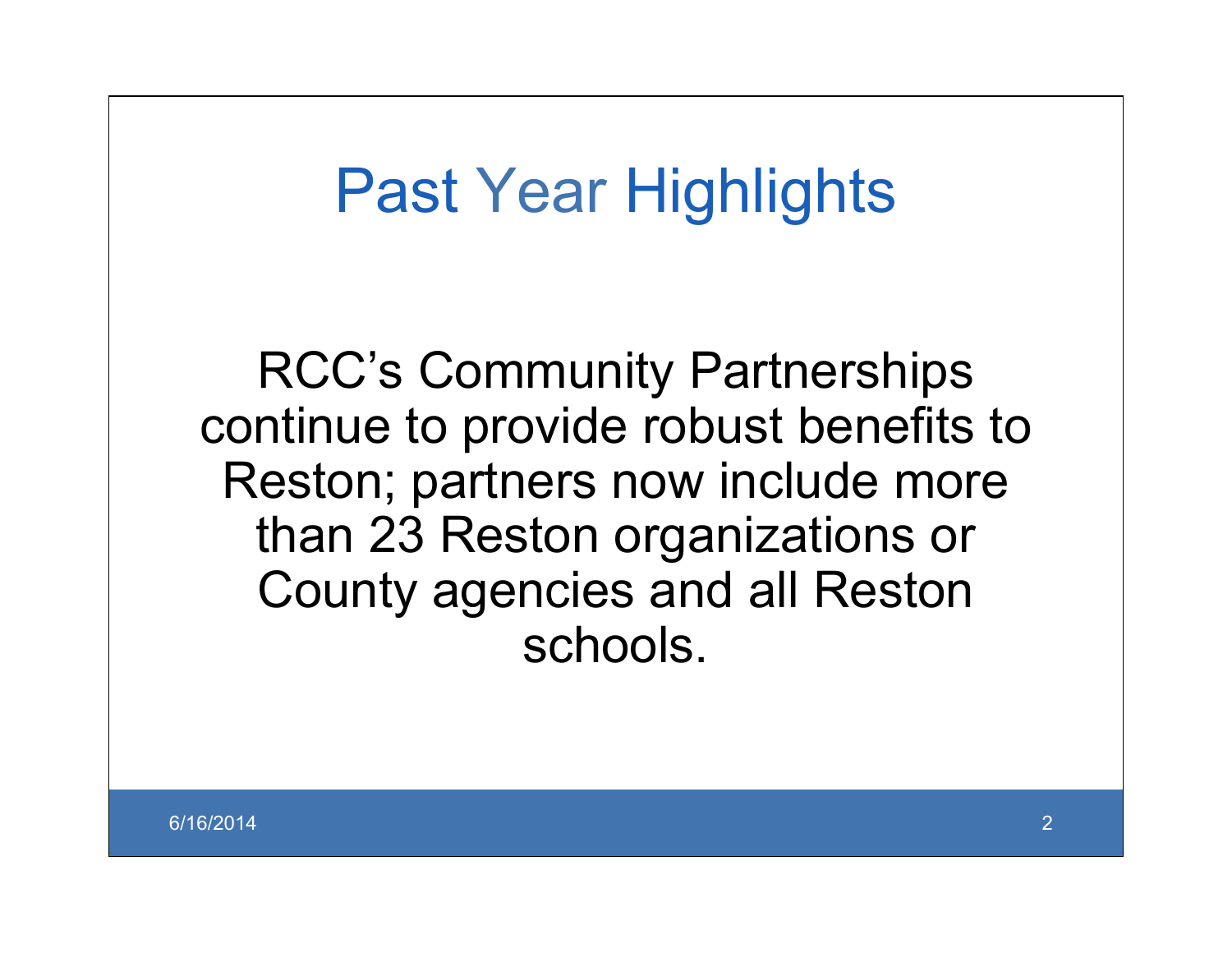# Past Year Highlights

RCC's Community Partnerships continue to provide robust benefits to Reston; partners now include more than 23 Reston organizations or County agencies and all Reston schools.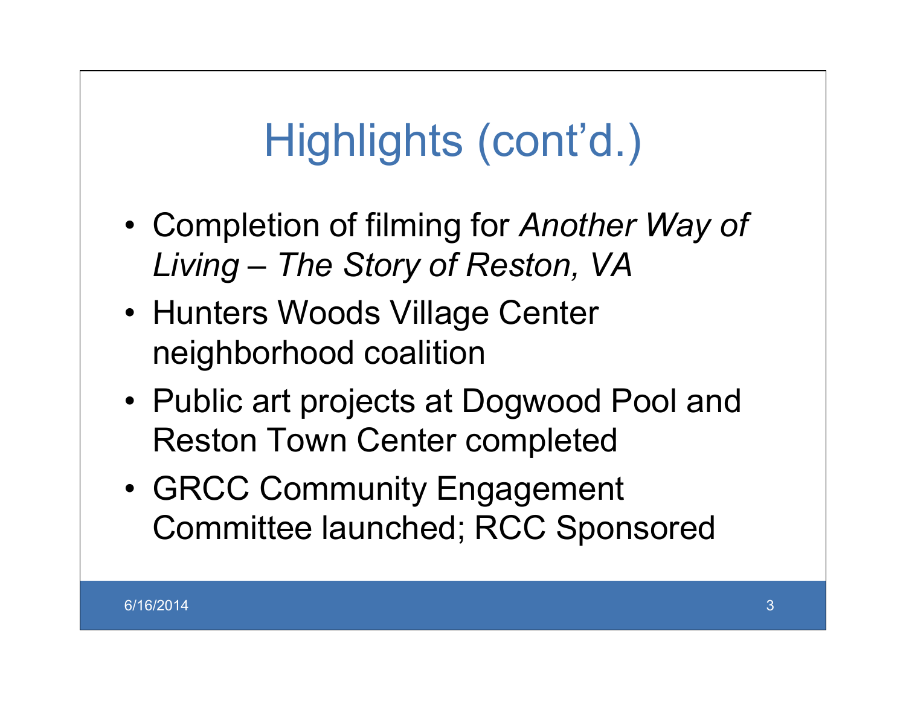# Highlights (cont'd.)

- Completion of filming for *Another Way of Living – The Story of Reston, VA*
- Hunters Woods Village Center neighborhood coalition
- Public art projects at Dogwood Pool and Reston Town Center completed
- GRCC Community Engagement Committee launched; RCC Sponsored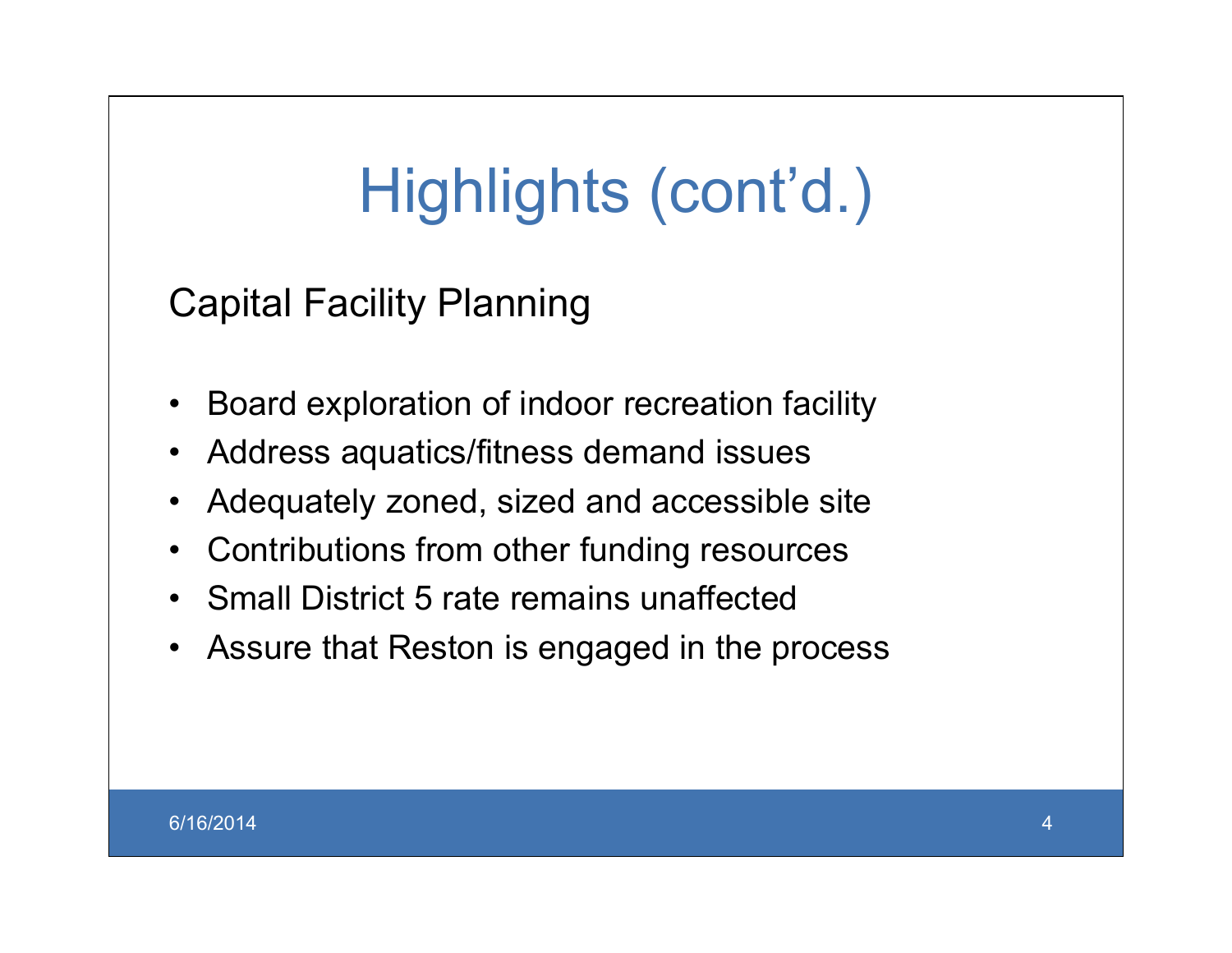# Highlights (cont'd.)

## Capital Facility Planning

- Board exploration of indoor recreation facility
- Address aquatics/fitness demand issues
- Adequately zoned, sized and accessible site
- Contributions from other funding resources
- Small District 5 rate remains unaffected
- Assure that Reston is engaged in the process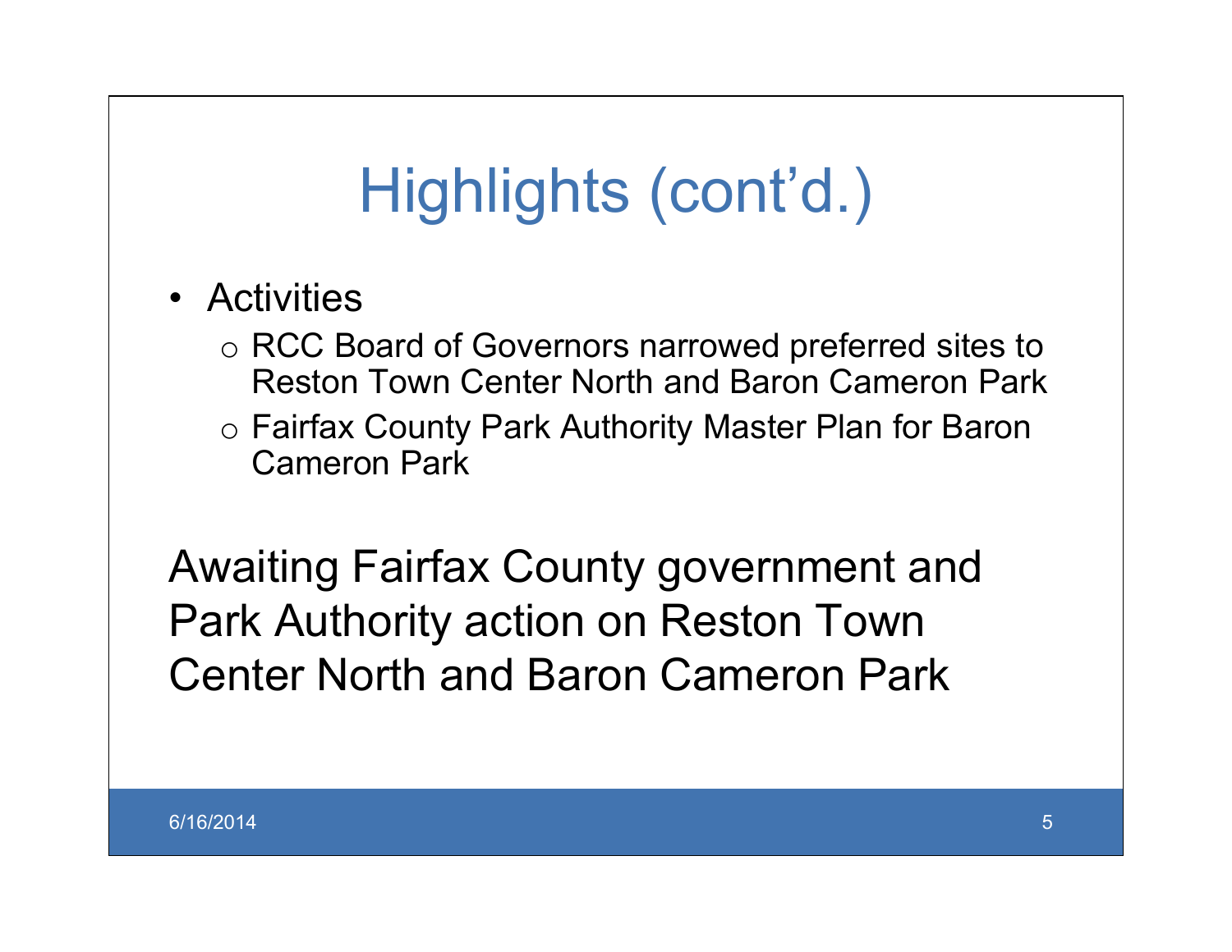# Highlights (cont'd.)

- Activities
  - RCC Board of Governors narrowed preferred sites to Reston Town Center North and Baron Cameron Park
  - Fairfax County Park Authority Master Plan for Baron Cameron Park

Awaiting Fairfax County government and Park Authority action on Reston Town Center North and Baron Cameron Park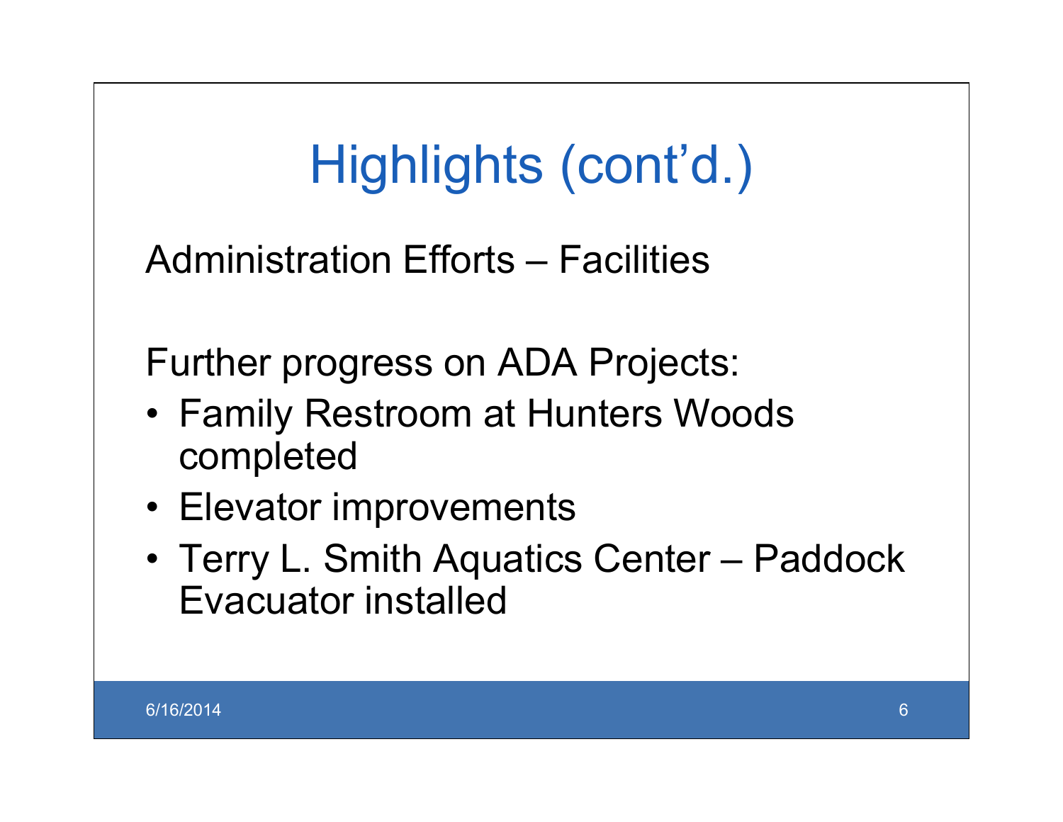# Highlights (cont'd.)

Administration Efforts – Facilities

Further progress on ADA Projects:

- Family Restroom at Hunters Woods completed
- Elevator improvements
- Terry L. Smith Aquatics Center – Paddock Evacuator installed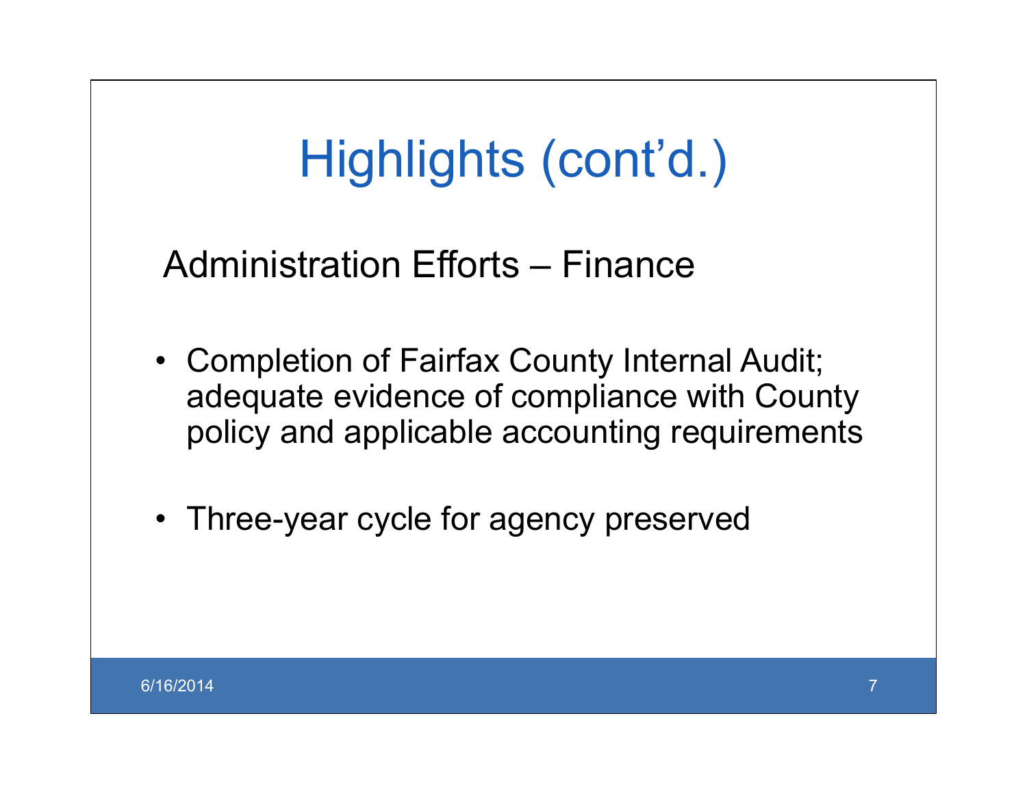# Highlights (cont'd.)

## Administration Efforts – Finance

- Completion of Fairfax County Internal Audit; adequate evidence of compliance with County policy and applicable accounting requirements
- Three-year cycle for agency preserved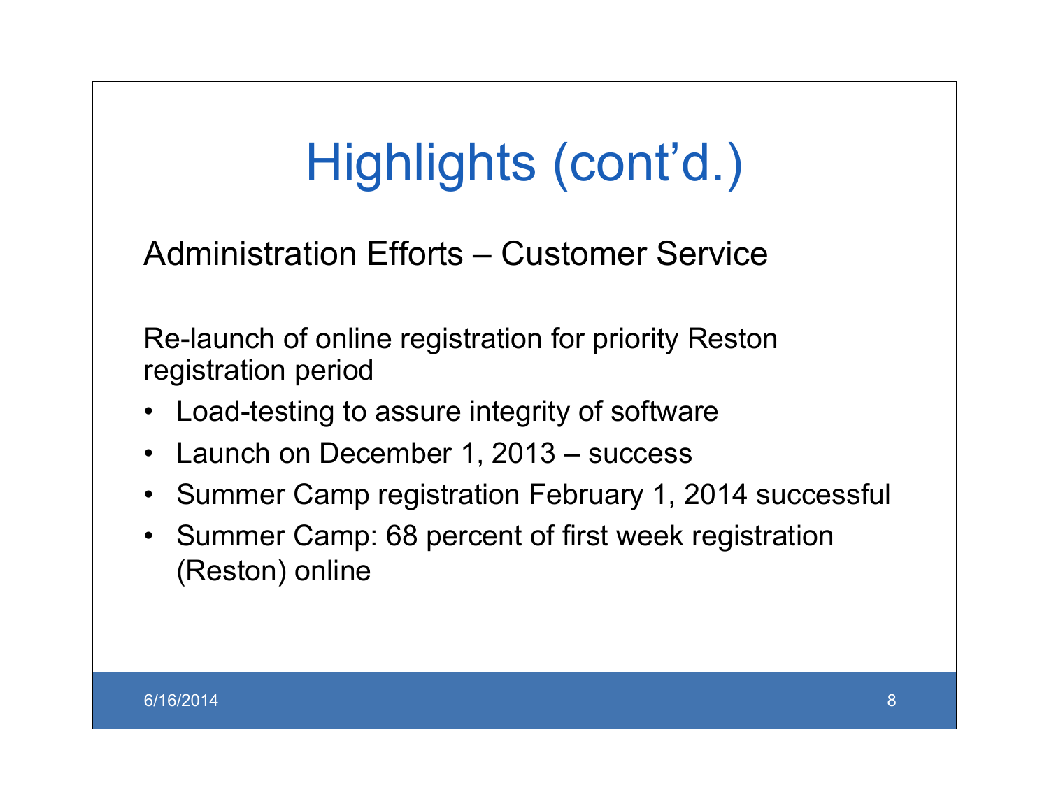# Highlights (cont'd.)

## Administration Efforts – Customer Service

Re-launch of online registration for priority Reston registration period

- Load-testing to assure integrity of software
- Launch on December 1, 2013 – success
- Summer Camp registration February 1, 2014 successful
- Summer Camp: 68 percent of first week registration (Reston) online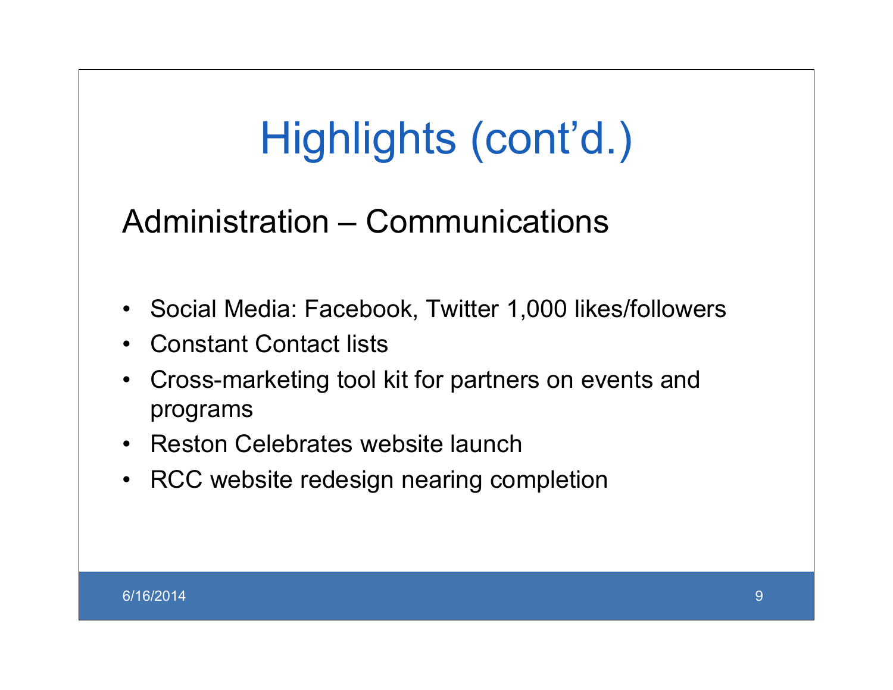# Highlights (cont'd.)

## Administration – Communications

- Social Media: Facebook, Twitter 1,000 likes/followers
- Constant Contact lists
- Cross-marketing tool kit for partners on events and programs
- Reston Celebrates website launch
- RCC website redesign nearing completion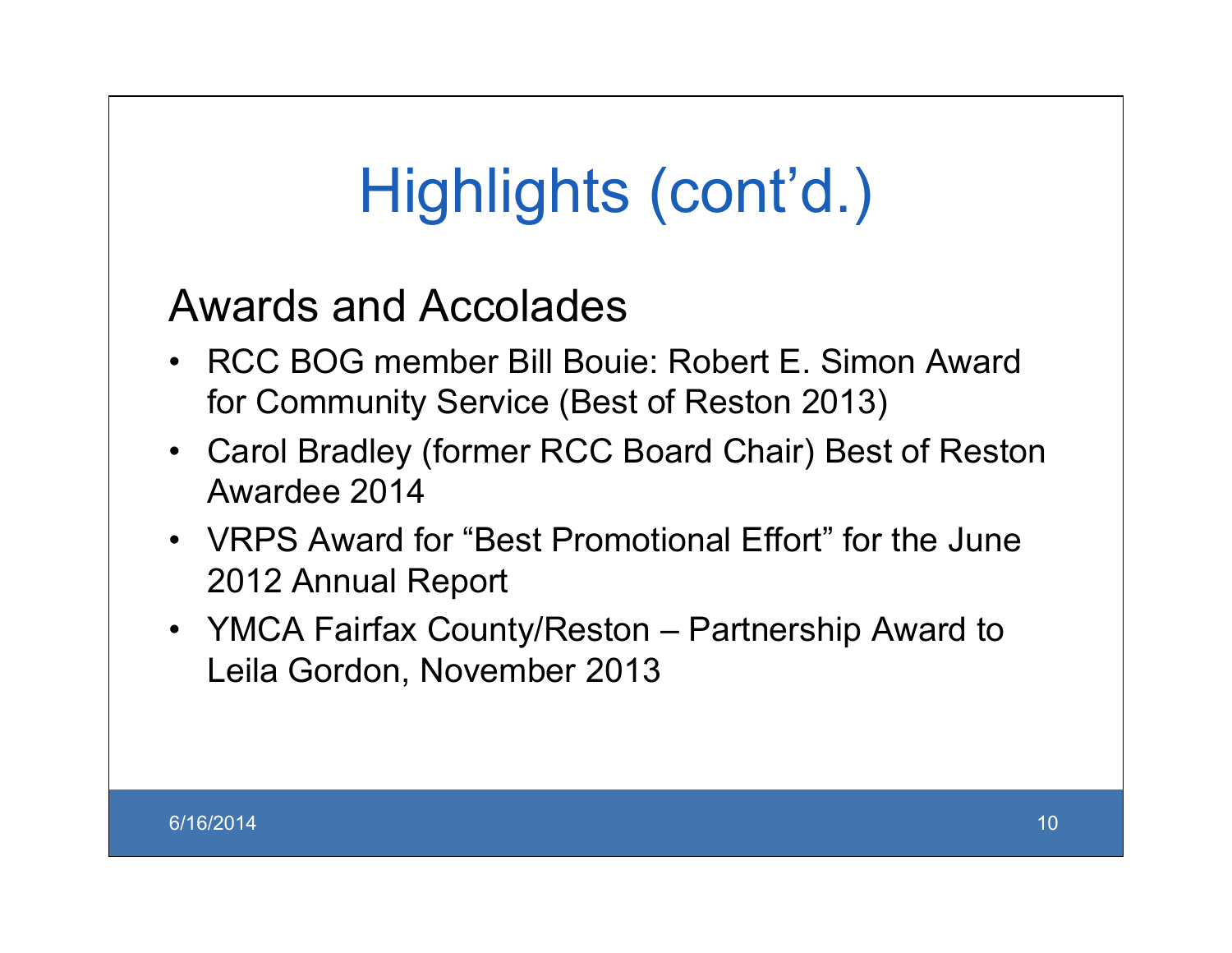# Highlights (cont'd.)

## Awards and Accolades

- RCC BOG member Bill Bouie: Robert E. Simon Award for Community Service (Best of Reston 2013)
- Carol Bradley (former RCC Board Chair) Best of Reston Awardee 2014
- VRPS Award for "Best Promotional Effort" for the June 2012 Annual Report
- YMCA Fairfax County/Reston – Partnership Award to Leila Gordon, November 2013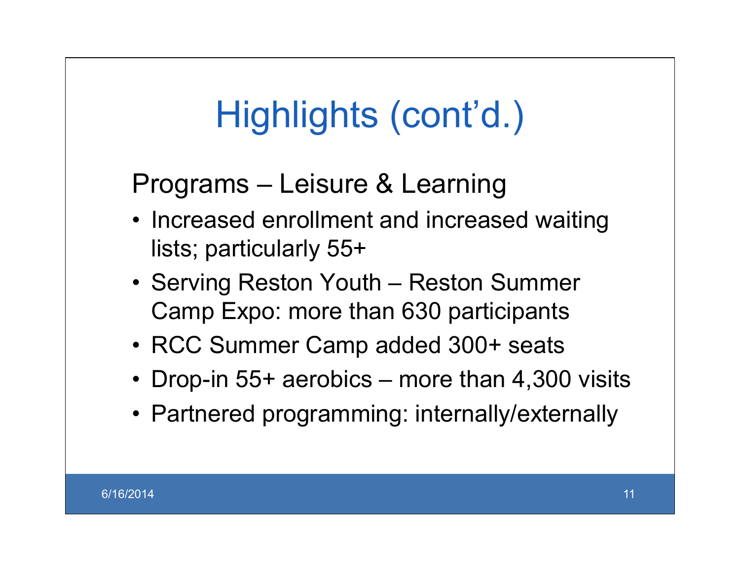# Highlights (cont'd.)

## Programs – Leisure & Learning

- Increased enrollment and increased waiting lists; particularly 55+
- Serving Reston Youth – Reston Summer Camp Expo: more than 630 participants
- RCC Summer Camp added 300+ seats
- Drop-in 55+ aerobics – more than 4,300 visits
- Partnered programming: internally/externally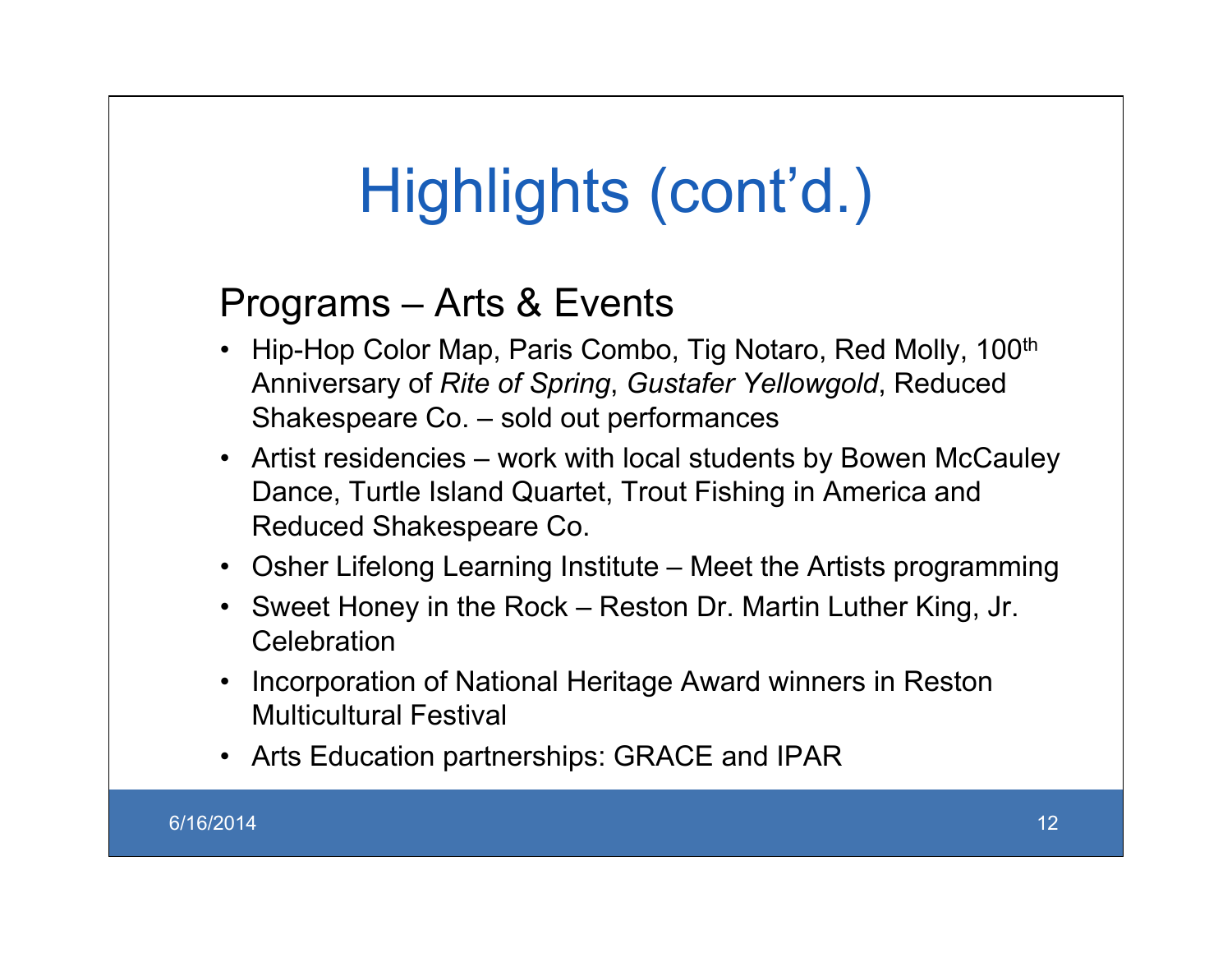# Highlights (cont'd.)

## Programs – Arts & Events

- Hip-Hop Color Map, Paris Combo, Tig Notaro, Red Molly, 100th Anniversary of *Rite of Spring*, *Gustafer Yellowgold*, Reduced Shakespeare Co. – sold out performances
- Artist residencies – work with local students by Bowen McCauley Dance, Turtle Island Quartet, Trout Fishing in America and Reduced Shakespeare Co.
- Osher Lifelong Learning Institute – Meet the Artists programming
- Sweet Honey in the Rock – Reston Dr. Martin Luther King, Jr. Celebration
- Incorporation of National Heritage Award winners in Reston Multicultural Festival
- Arts Education partnerships: GRACE and IPAR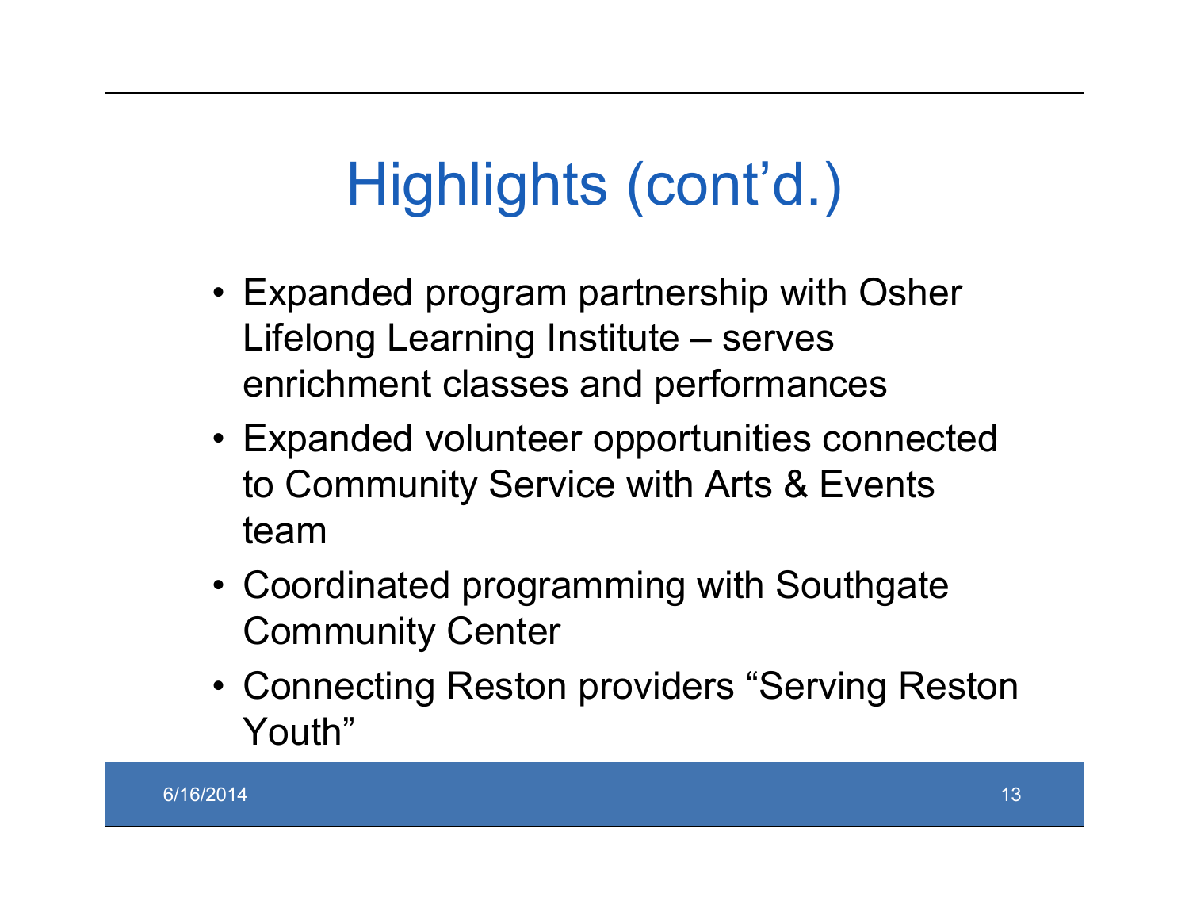# Highlights (cont'd.)

- Expanded program partnership with Osher Lifelong Learning Institute – serves enrichment classes and performances
- Expanded volunteer opportunities connected to Community Service with Arts & Events team
- Coordinated programming with Southgate Community Center
- Connecting Reston providers "Serving Reston Youth"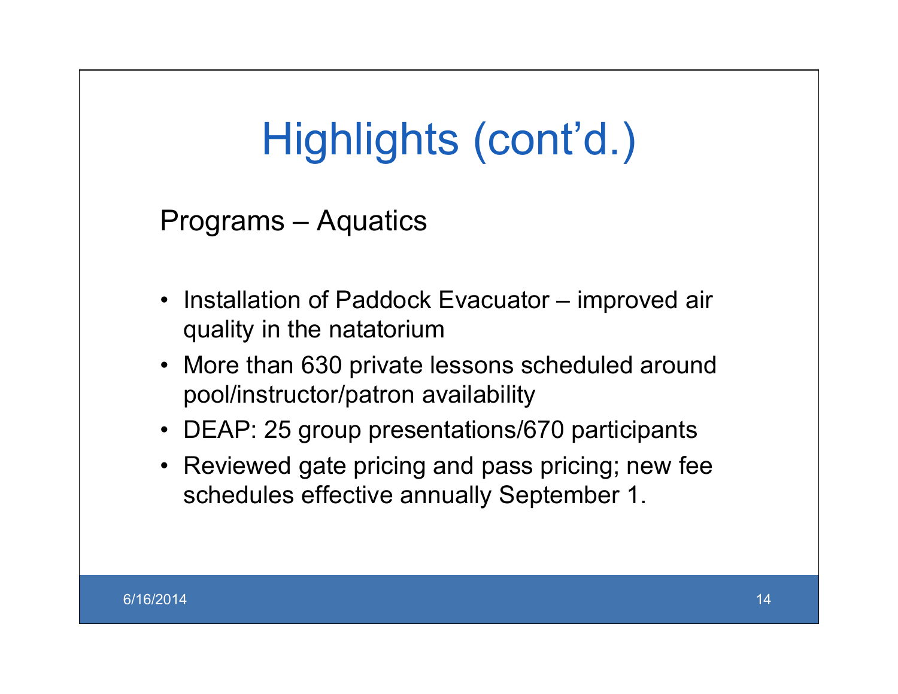# Highlights (cont'd.)

Programs – Aquatics

- Installation of Paddock Evacuator – improved air quality in the natatorium
- More than 630 private lessons scheduled around pool/instructor/patron availability
- DEAP: 25 group presentations/670 participants
- Reviewed gate pricing and pass pricing; new fee schedules effective annually September 1.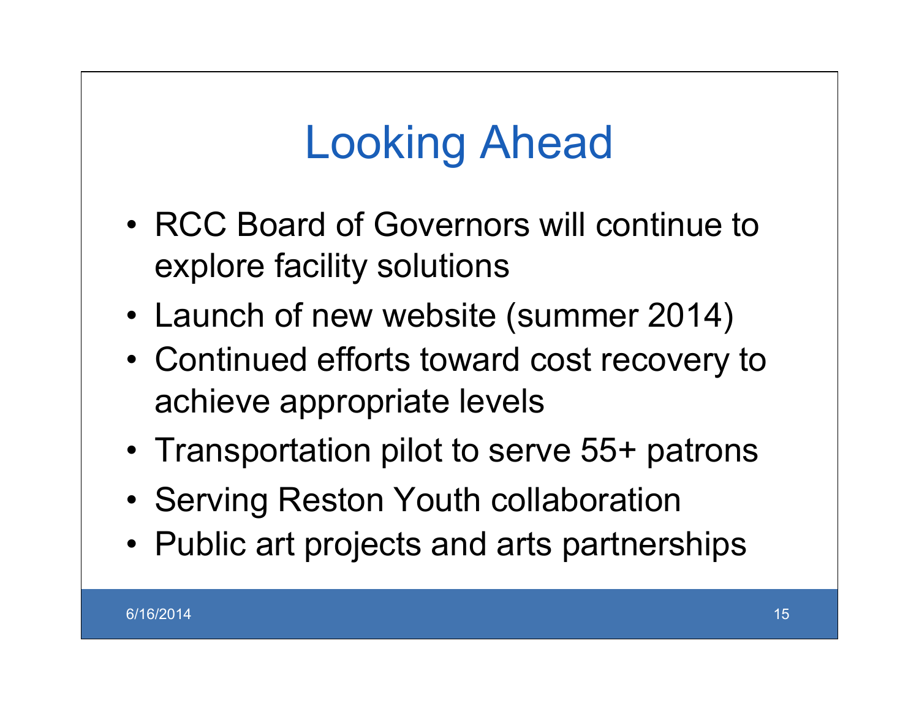# Looking Ahead

- RCC Board of Governors will continue to explore facility solutions
- Launch of new website (summer 2014)
- Continued efforts toward cost recovery to achieve appropriate levels
- Transportation pilot to serve 55+ patrons
- Serving Reston Youth collaboration
- Public art projects and arts partnerships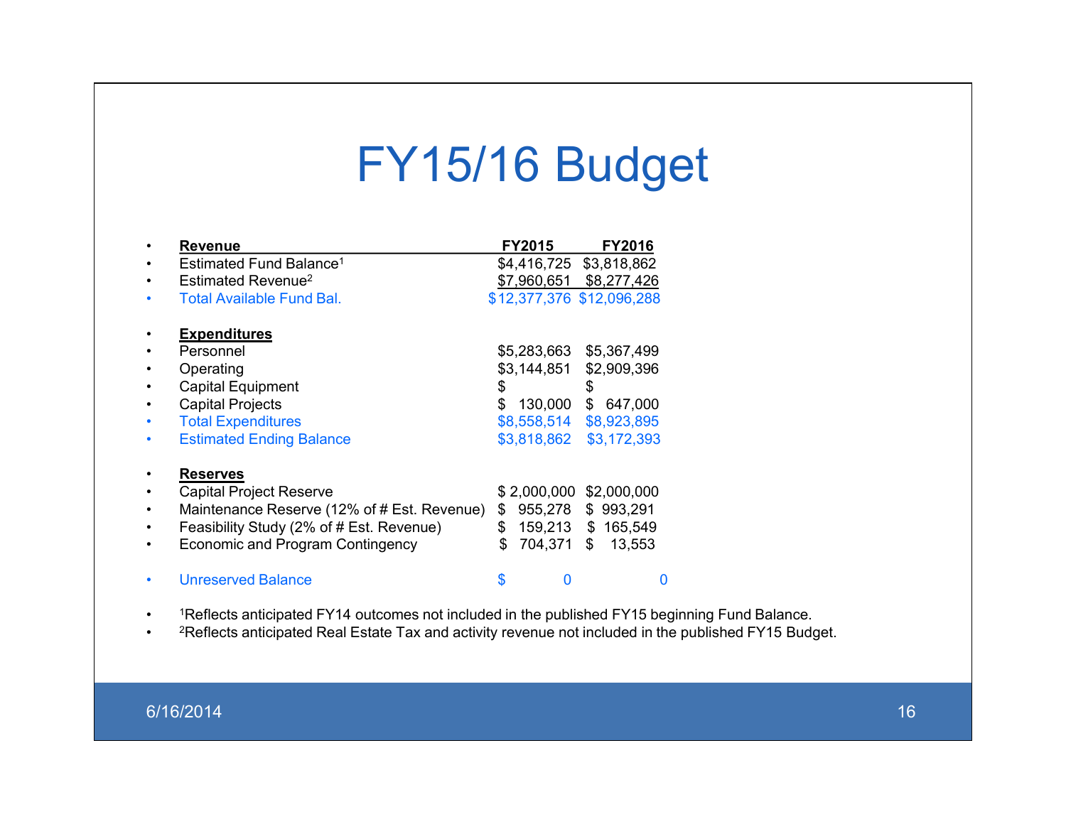# FY15/16 Budget

| Revenue | FY2015 | FY2016 |
|---|---|---|
| Estimated Fund Balance[1] | $4,416,725 | $3,818,862 |
| Estimated Revenue[2] | $7,960,651 | $8,277,426 |
| Total Available Fund Bal. | $12,377,376 | $12,096,288 |
| **Expenditures** | | |
| Personnel | $5,283,663 | $5,367,499 |
| Operating | $3,144,851 | $2,909,396 |
| Capital Equipment | $ | $ |
| Capital Projects | $ 130,000 | $ 647,000 |
| Total Expenditures | $8,558,514 | $8,923,895 |
| Estimated Ending Balance | $3,818,862 | $3,172,393 |
| **Reserves** | | |
| Capital Project Reserve | $ 2,000,000 | $2,000,000 |
| Maintenance Reserve (12% of # Est. Revenue) | $ 955,278 | $ 993,291 |
| Feasibility Study (2% of # Est. Revenue) | $ 159,213 | $ 165,549 |
| Economic and Program Contingency | $ 704,371 | $ 13,553 |
| Unreserved Balance | $ 0 | 0 |

- [1]Reflects anticipated FY14 outcomes not included in the published FY15 beginning Fund Balance.
- [2]Reflects anticipated Real Estate Tax and activity revenue not included in the published FY15 Budget.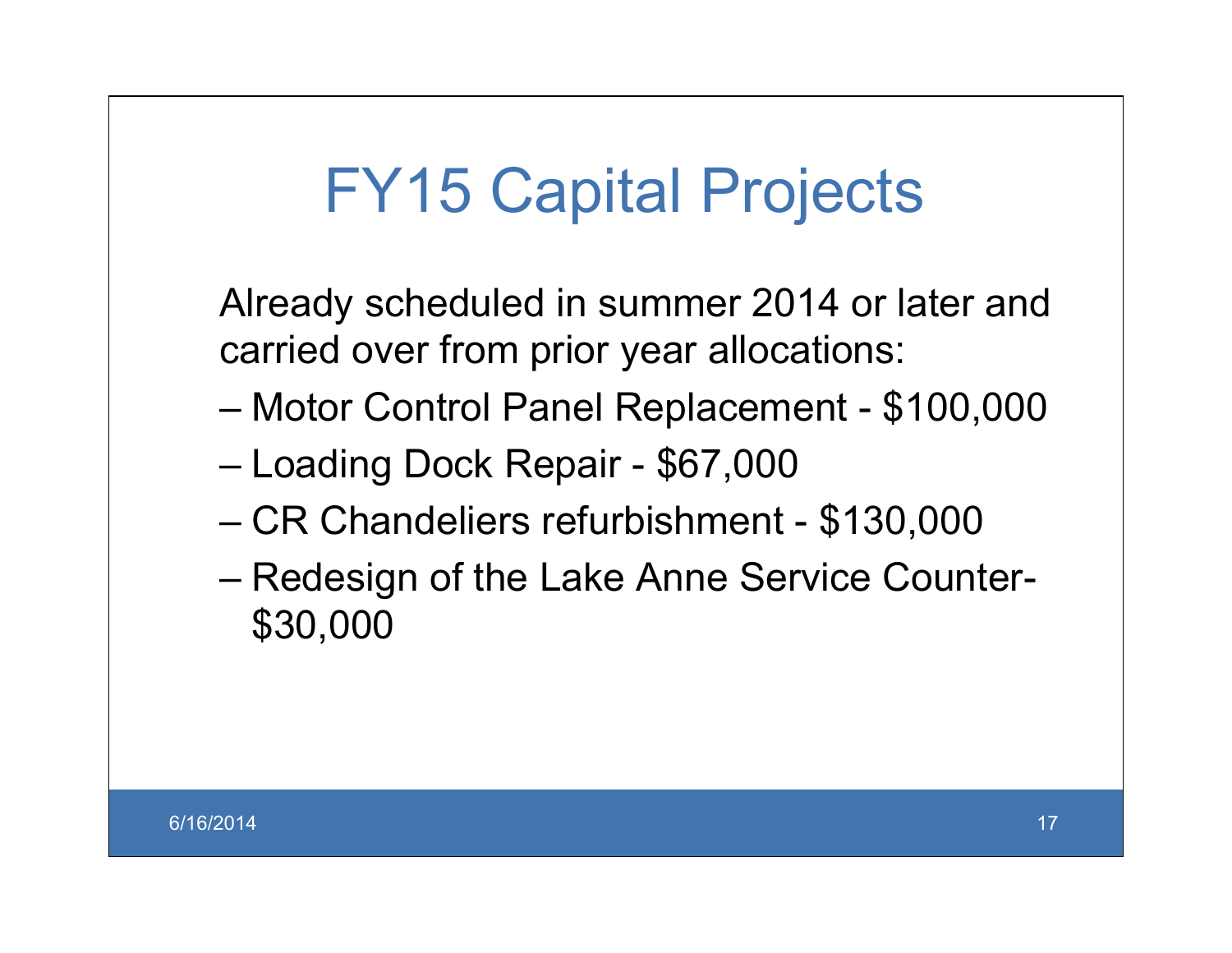# FY15 Capital Projects

Already scheduled in summer 2014 or later and carried over from prior year allocations:

- Motor Control Panel Replacement - $100,000
- Loading Dock Repair - $67,000
- CR Chandeliers refurbishment - $130,000
- Redesign of the Lake Anne Service Counter- $30,000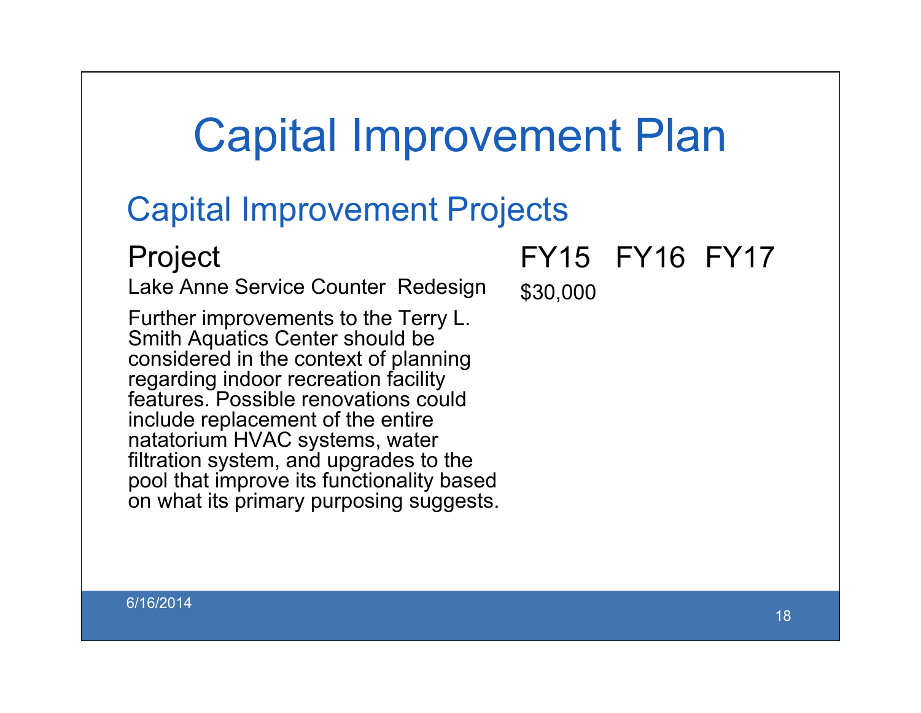# Capital Improvement Plan

## Capital Improvement Projects

| Project | FY15 | FY16 | FY17 |
|---|---|---|---|
| Lake Anne Service Counter Redesign | $30,000 | | |
| Further improvements to the Terry L. Smith Aquatics Center should be considered in the context of planning regarding indoor recreation facility features. Possible renovations could include replacement of the entire natatorium HVAC systems, water filtration system, and upgrades to the pool that improve its functionality based on what its primary purposing suggests. | | | |

6/16/2014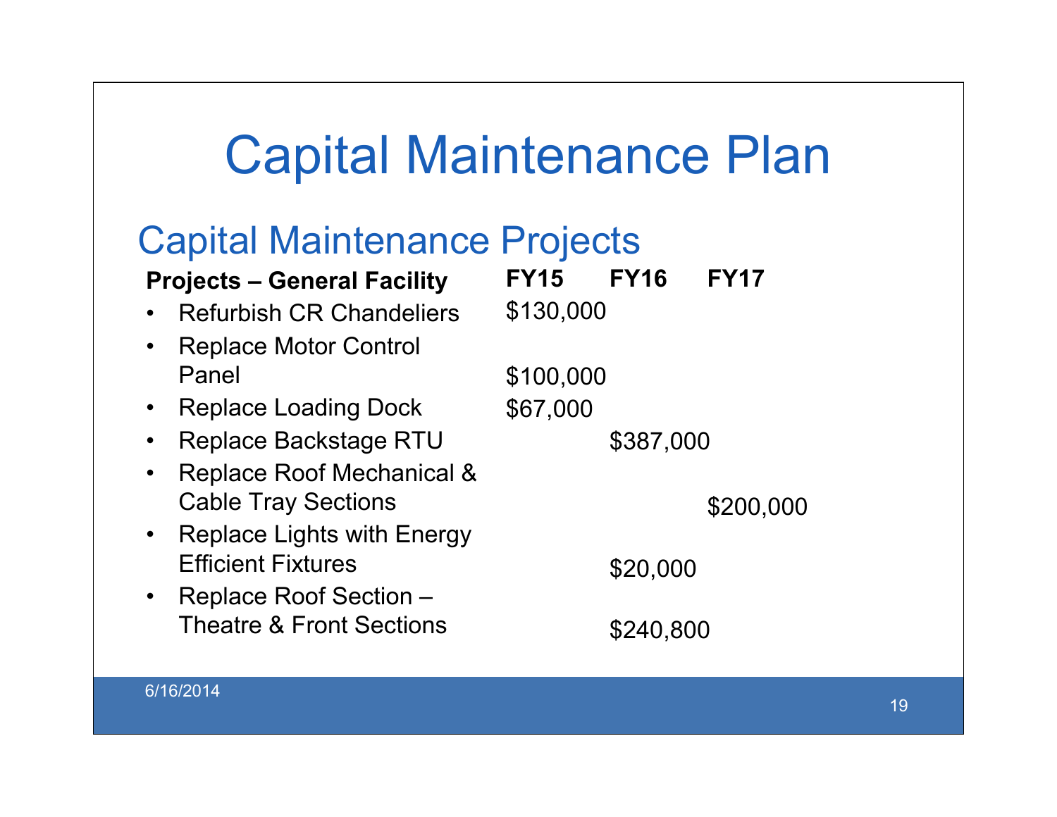# Capital Maintenance Plan

## Capital Maintenance Projects

| Projects – General Facility | FY15 | FY16 | FY17 |
|---|---|---|---|
| • Refurbish CR Chandeliers | $130,000 | | |
| • Replace Motor Control Panel | $100,000 | | |
| • Replace Loading Dock | $67,000 | | |
| • Replace Backstage RTU | | $387,000 | |
| • Replace Roof Mechanical & Cable Tray Sections | | | $200,000 |
| • Replace Lights with Energy Efficient Fixtures | | $20,000 | |
| • Replace Roof Section – Theatre & Front Sections | | $240,800 | |

6/16/2014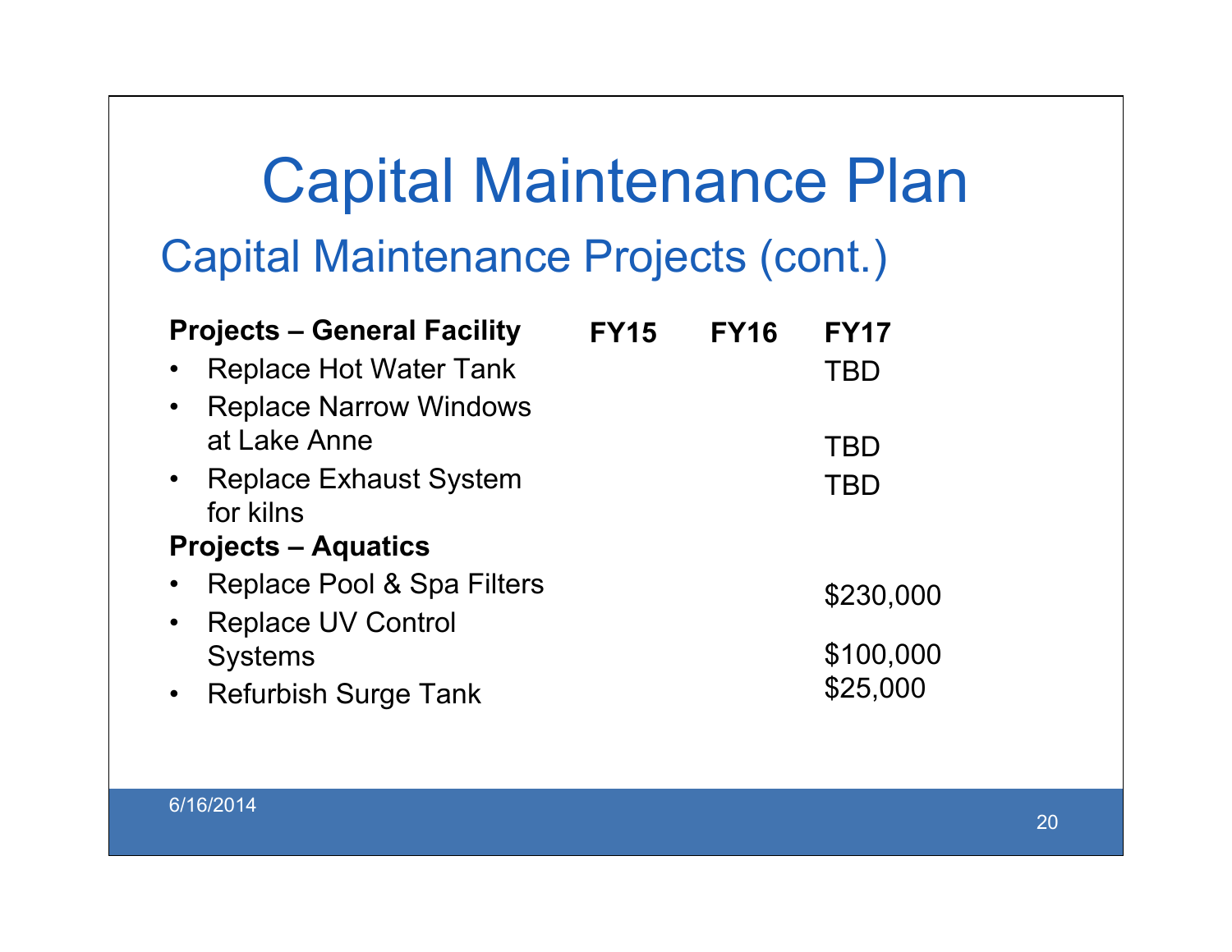# Capital Maintenance Plan

## Capital Maintenance Projects (cont.)

| Projects – General Facility | FY15 | FY16 | FY17 |
| --- | --- | --- | --- |
| • Replace Hot Water Tank | | | TBD |
| • Replace Narrow Windows at Lake Anne | | | TBD |
| • Replace Exhaust System for kilns | | | TBD |
| **Projects – Aquatics** | | | |
| • Replace Pool & Spa Filters | | | $230,000 |
| • Replace UV Control Systems | | | $100,000 |
| • Refurbish Surge Tank | | | $25,000 |

6/16/2014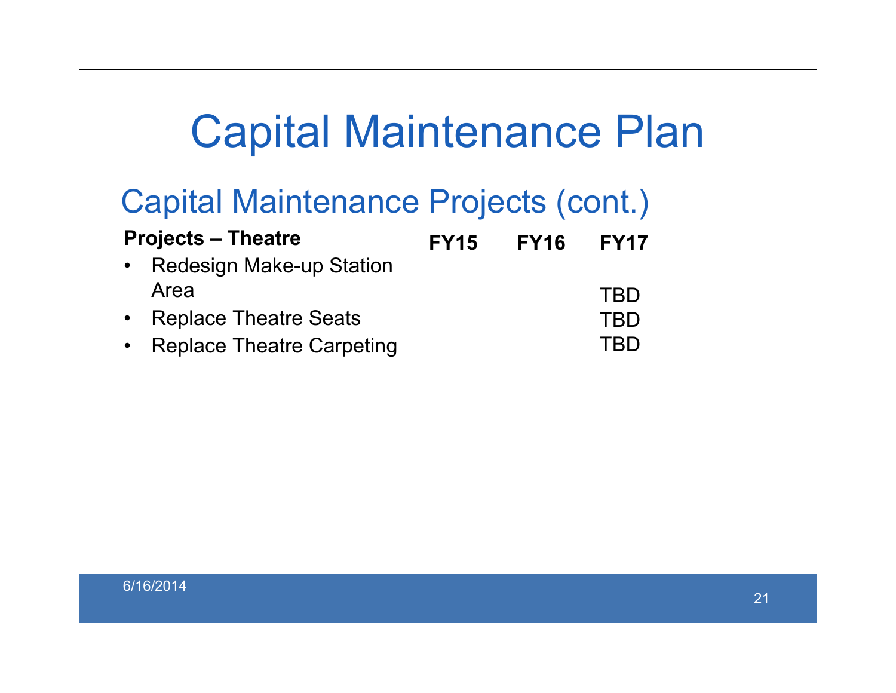# Capital Maintenance Plan

## Capital Maintenance Projects (cont.)

| Projects – Theatre | FY15 | FY16 | FY17 |
|---|---|---|---|
| • Redesign Make-up Station Area | | | TBD |
| • Replace Theatre Seats | | | TBD |
| • Replace Theatre Carpeting | | | TBD |

6/16/2014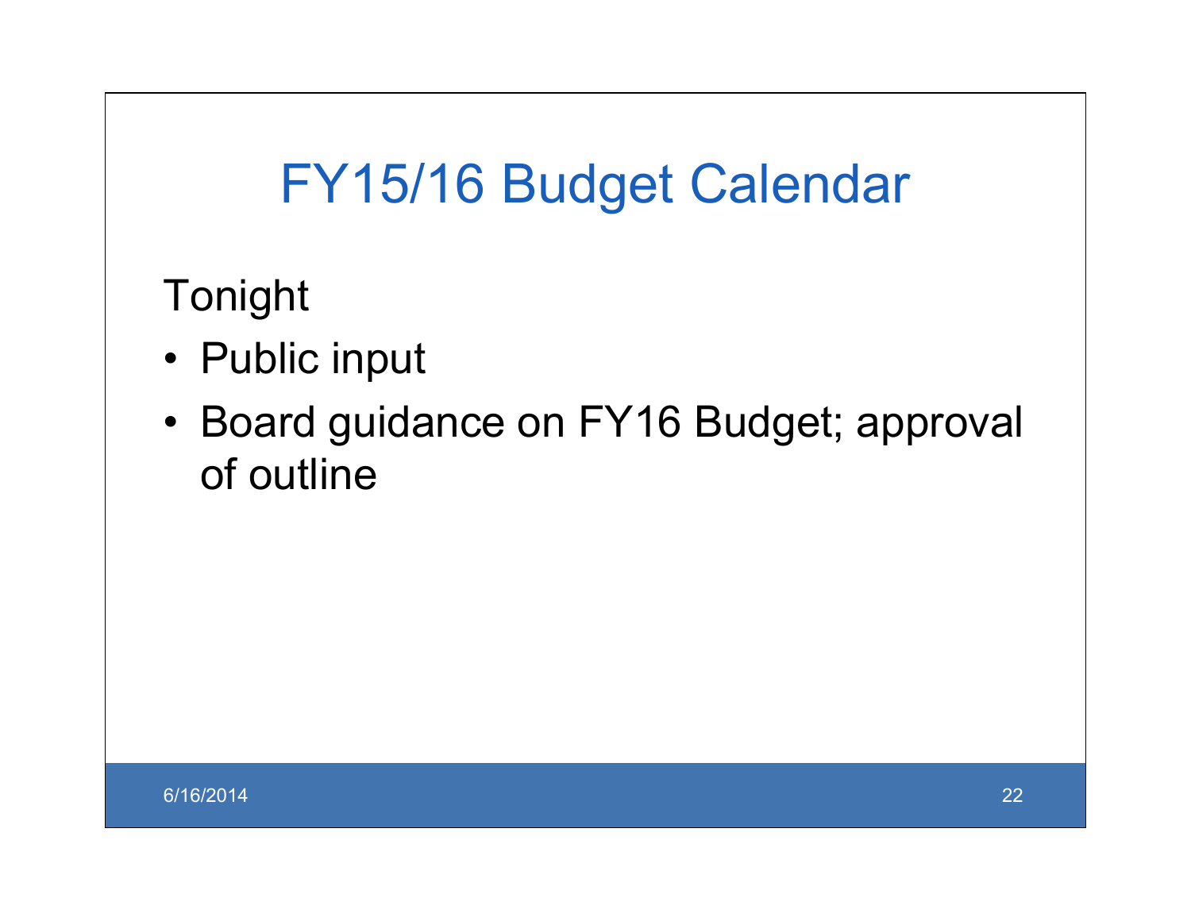# FY15/16 Budget Calendar

Tonight

- Public input
- Board guidance on FY16 Budget; approval of outline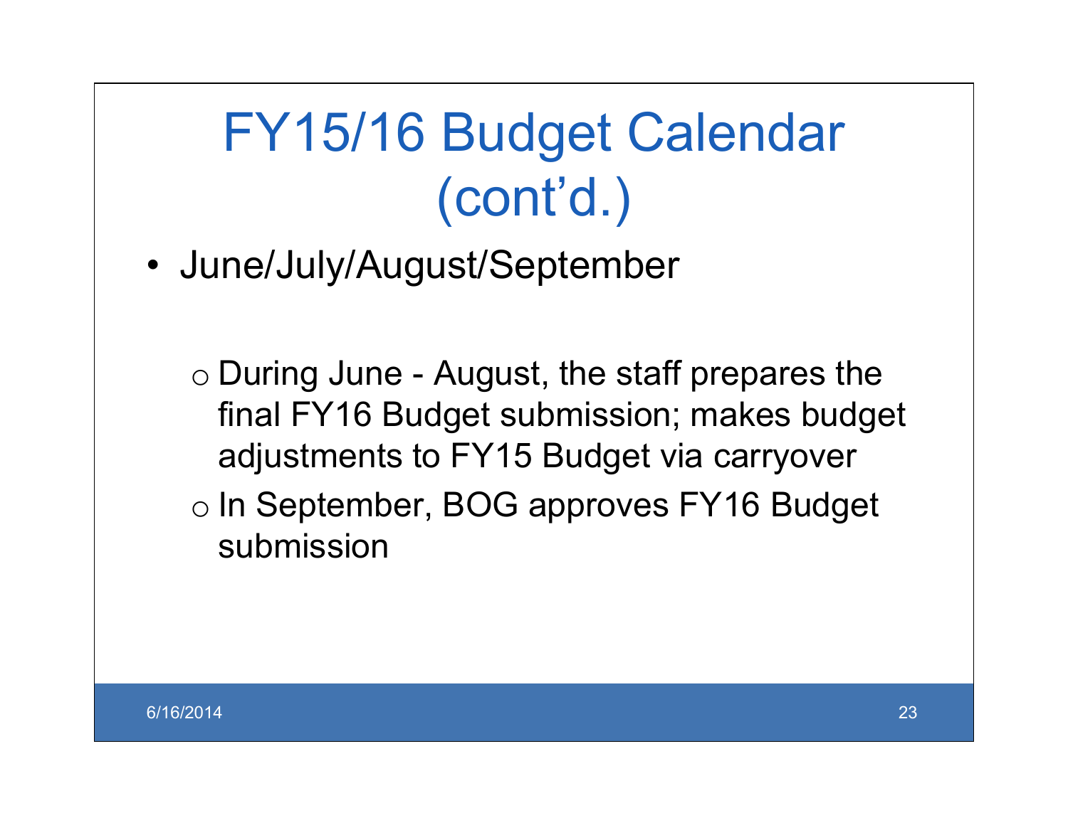# FY15/16 Budget Calendar (cont'd.)

- June/July/August/September
  - During June - August, the staff prepares the final FY16 Budget submission; makes budget adjustments to FY15 Budget via carryover
  - In September, BOG approves FY16 Budget submission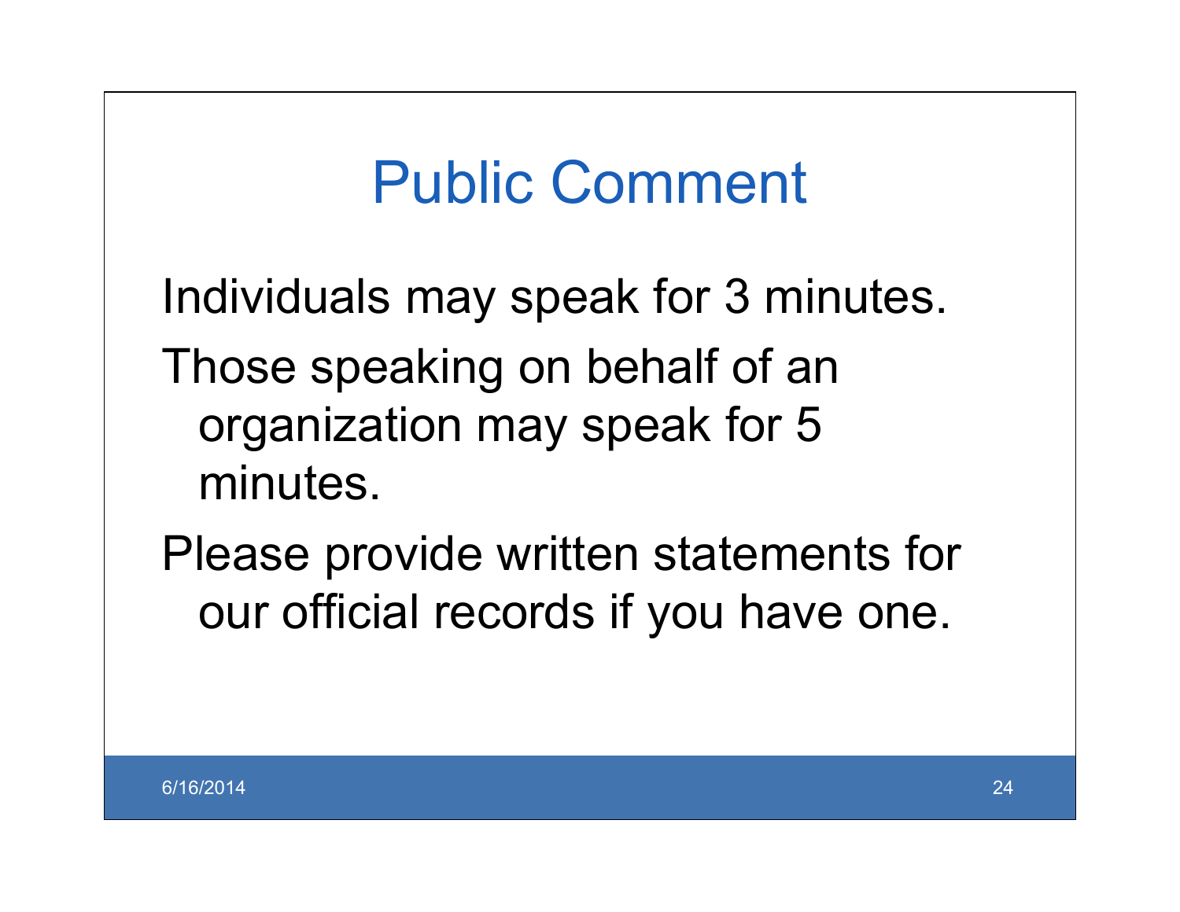# Public Comment

Individuals may speak for 3 minutes.

Those speaking on behalf of an organization may speak for 5 minutes.

Please provide written statements for our official records if you have one.